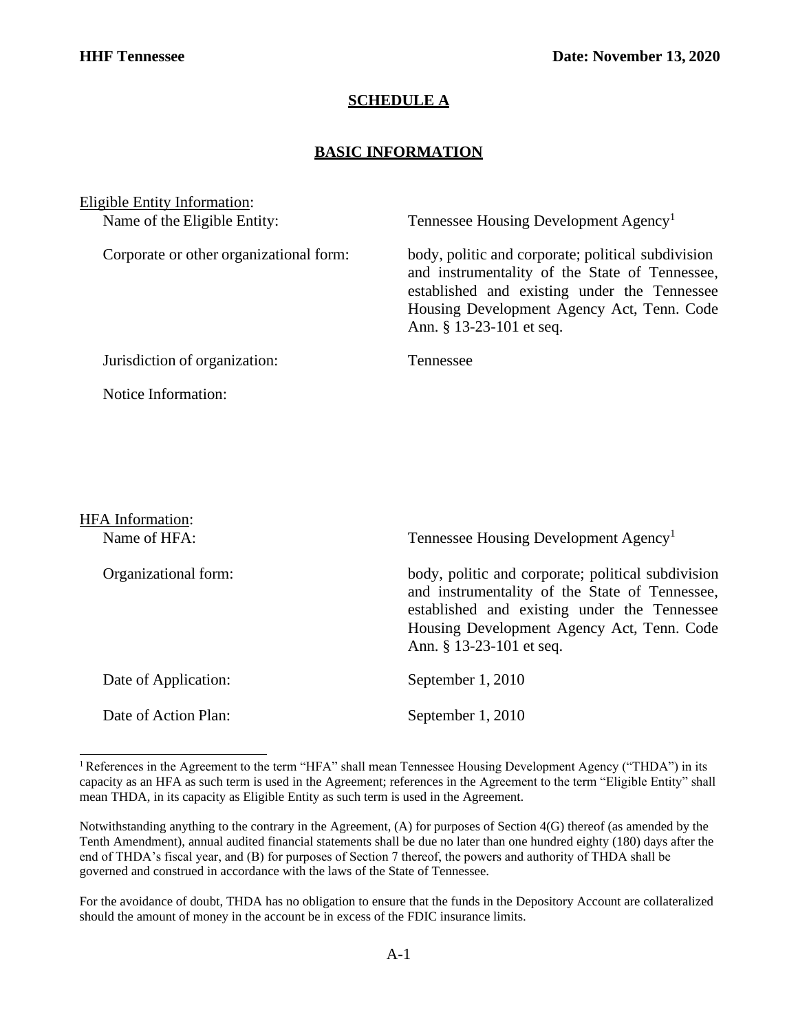**HHF Tennessee** **Date: November 13, 2020**

## SCHEDULE A

## BASIC INFORMATION

Eligible Entity Information:

| | |
|---|---|
| Name of the Eligible Entity: | Tennessee Housing Development Agency[1] |
| Corporate or other organizational form: | body, politic and corporate; political subdivision and instrumentality of the State of Tennessee, established and existing under the Tennessee Housing Development Agency Act, Tenn. Code Ann. § 13-23-101 et seq. |
| Jurisdiction of organization: | Tennessee |
| Notice Information: | |

HFA Information:

| | |
|---|---|
| Name of HFA: | Tennessee Housing Development Agency[1] |
| Organizational form: | body, politic and corporate; political subdivision and instrumentality of the State of Tennessee, established and existing under the Tennessee Housing Development Agency Act, Tenn. Code Ann. § 13-23-101 et seq. |
| Date of Application: | September 1, 2010 |
| Date of Action Plan: | September 1, 2010 |

[1] References in the Agreement to the term "HFA" shall mean Tennessee Housing Development Agency ("THDA") in its capacity as an HFA as such term is used in the Agreement; references in the Agreement to the term "Eligible Entity" shall mean THDA, in its capacity as Eligible Entity as such term is used in the Agreement.

Notwithstanding anything to the contrary in the Agreement, (A) for purposes of Section 4(G) thereof (as amended by the Tenth Amendment), annual audited financial statements shall be due no later than one hundred eighty (180) days after the end of THDA's fiscal year, and (B) for purposes of Section 7 thereof, the powers and authority of THDA shall be governed and construed in accordance with the laws of the State of Tennessee.

For the avoidance of doubt, THDA has no obligation to ensure that the funds in the Depository Account are collateralized should the amount of money in the account be in excess of the FDIC insurance limits.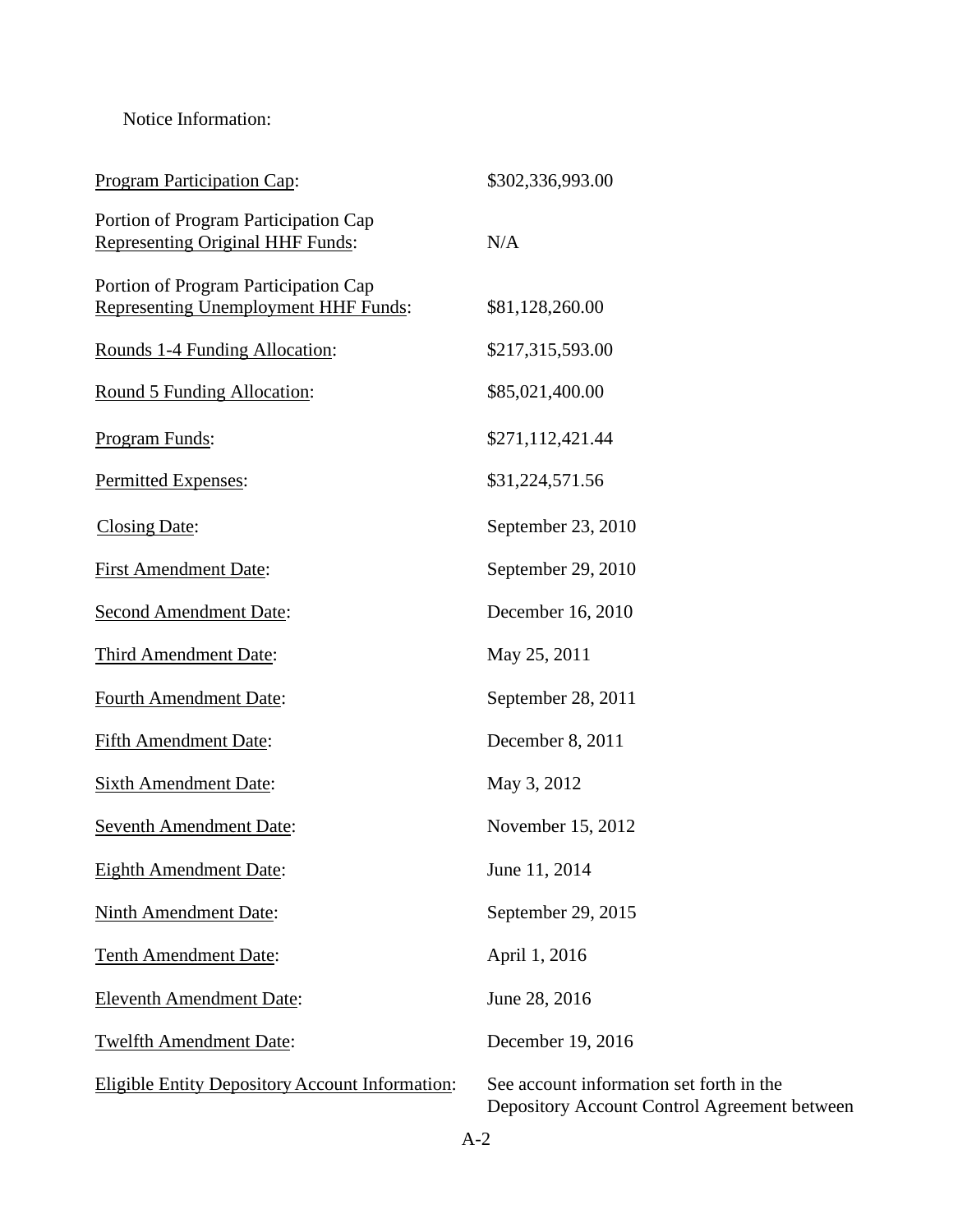Notice Information:

| | |
|---|---|
| Program Participation Cap: | $302,336,993.00 |
| Portion of Program Participation Cap Representing Original HHF Funds: | N/A |
| Portion of Program Participation Cap Representing Unemployment HHF Funds: | $81,128,260.00 |
| Rounds 1-4 Funding Allocation: | $217,315,593.00 |
| Round 5 Funding Allocation: | $85,021,400.00 |
| Program Funds: | $271,112,421.44 |
| Permitted Expenses: | $31,224,571.56 |
| Closing Date: | September 23, 2010 |
| First Amendment Date: | September 29, 2010 |
| Second Amendment Date: | December 16, 2010 |
| Third Amendment Date: | May 25, 2011 |
| Fourth Amendment Date: | September 28, 2011 |
| Fifth Amendment Date: | December 8, 2011 |
| Sixth Amendment Date: | May 3, 2012 |
| Seventh Amendment Date: | November 15, 2012 |
| Eighth Amendment Date: | June 11, 2014 |
| Ninth Amendment Date: | September 29, 2015 |
| Tenth Amendment Date: | April 1, 2016 |
| Eleventh Amendment Date: | June 28, 2016 |
| Twelfth Amendment Date: | December 19, 2016 |
| Eligible Entity Depository Account Information: | See account information set forth in the Depository Account Control Agreement between |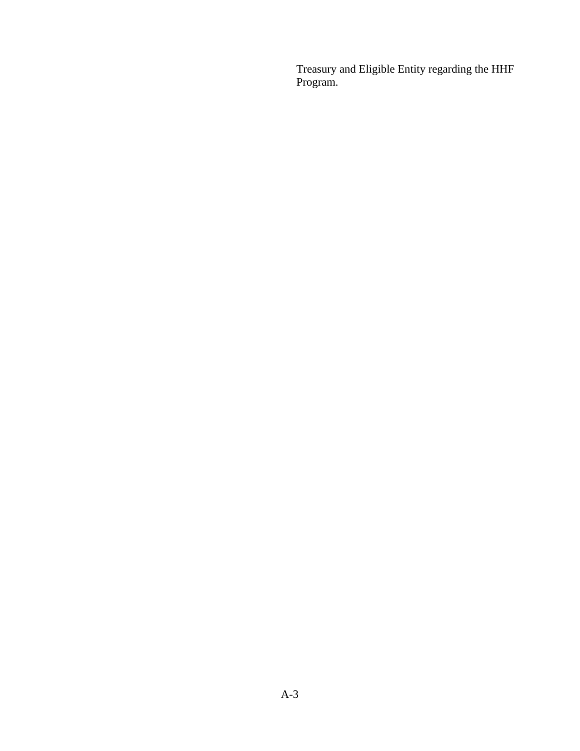Treasury and Eligible Entity regarding the HHF Program.